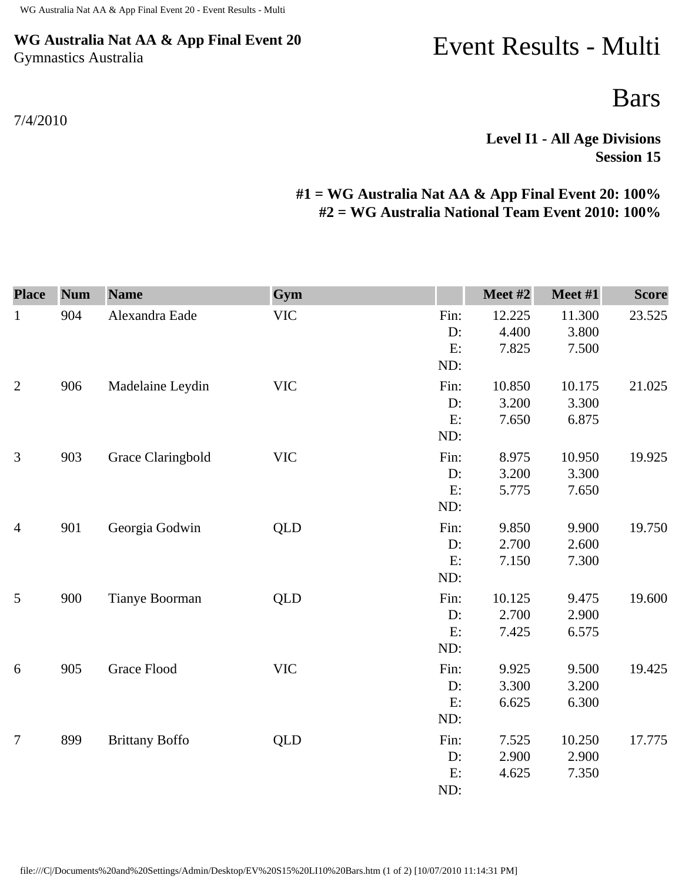**WG Australia Nat AA & App Final Event 20**
Gymnastics Australia

7/4/2010

# Event Results - Multi

# Bars

**Level I1 - All Age Divisions**
**Session 15**

**#1 = WG Australia Nat AA & App Final Event 20: 100%**
**#2 = WG Australia National Team Event 2010: 100%**

| Place | Num | Name | Gym | | Meet #2 | Meet #1 | Score |
|---|---|---|---|---|---|---|---|
| 1 | 904 | Alexandra Eade | VIC | Fin: | 12.225 | 11.300 | 23.525 |
| | | | | D: | 4.400 | 3.800 | |
| | | | | E: | 7.825 | 7.500 | |
| | | | | ND: | | | |
| 2 | 906 | Madelaine Leydin | VIC | Fin: | 10.850 | 10.175 | 21.025 |
| | | | | D: | 3.200 | 3.300 | |
| | | | | E: | 7.650 | 6.875 | |
| | | | | ND: | | | |
| 3 | 903 | Grace Claringbold | VIC | Fin: | 8.975 | 10.950 | 19.925 |
| | | | | D: | 3.200 | 3.300 | |
| | | | | E: | 5.775 | 7.650 | |
| | | | | ND: | | | |
| 4 | 901 | Georgia Godwin | QLD | Fin: | 9.850 | 9.900 | 19.750 |
| | | | | D: | 2.700 | 2.600 | |
| | | | | E: | 7.150 | 7.300 | |
| | | | | ND: | | | |
| 5 | 900 | Tianye Boorman | QLD | Fin: | 10.125 | 9.475 | 19.600 |
| | | | | D: | 2.700 | 2.900 | |
| | | | | E: | 7.425 | 6.575 | |
| | | | | ND: | | | |
| 6 | 905 | Grace Flood | VIC | Fin: | 9.925 | 9.500 | 19.425 |
| | | | | D: | 3.300 | 3.200 | |
| | | | | E: | 6.625 | 6.300 | |
| | | | | ND: | | | |
| 7 | 899 | Brittany Boffo | QLD | Fin: | 7.525 | 10.250 | 17.775 |
| | | | | D: | 2.900 | 2.900 | |
| | | | | E: | 4.625 | 7.350 | |
| | | | | ND: | | | |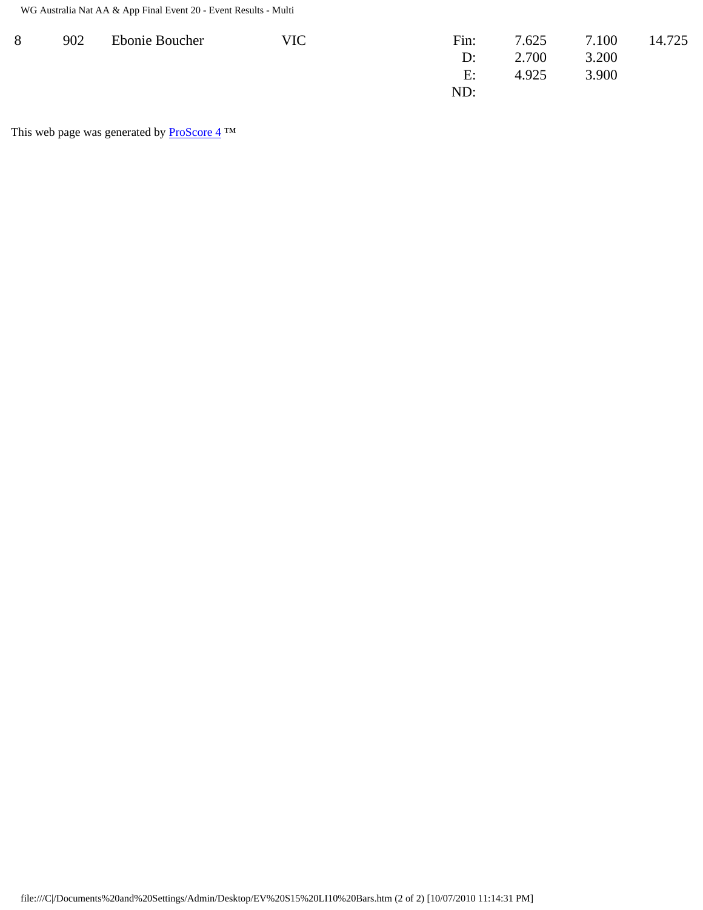| | | | | | | | |
|---|---|---|---|---|---|---|---|
| 8 | 902 | Ebonie Boucher | VIC | Fin: | 7.625 | 7.100 | 14.725 |
| | | | | D: | 2.700 | 3.200 | |
| | | | | E: | 4.925 | 3.900 | |
| | | | | ND: | | | |

This web page was generated by ProScore 4 ™